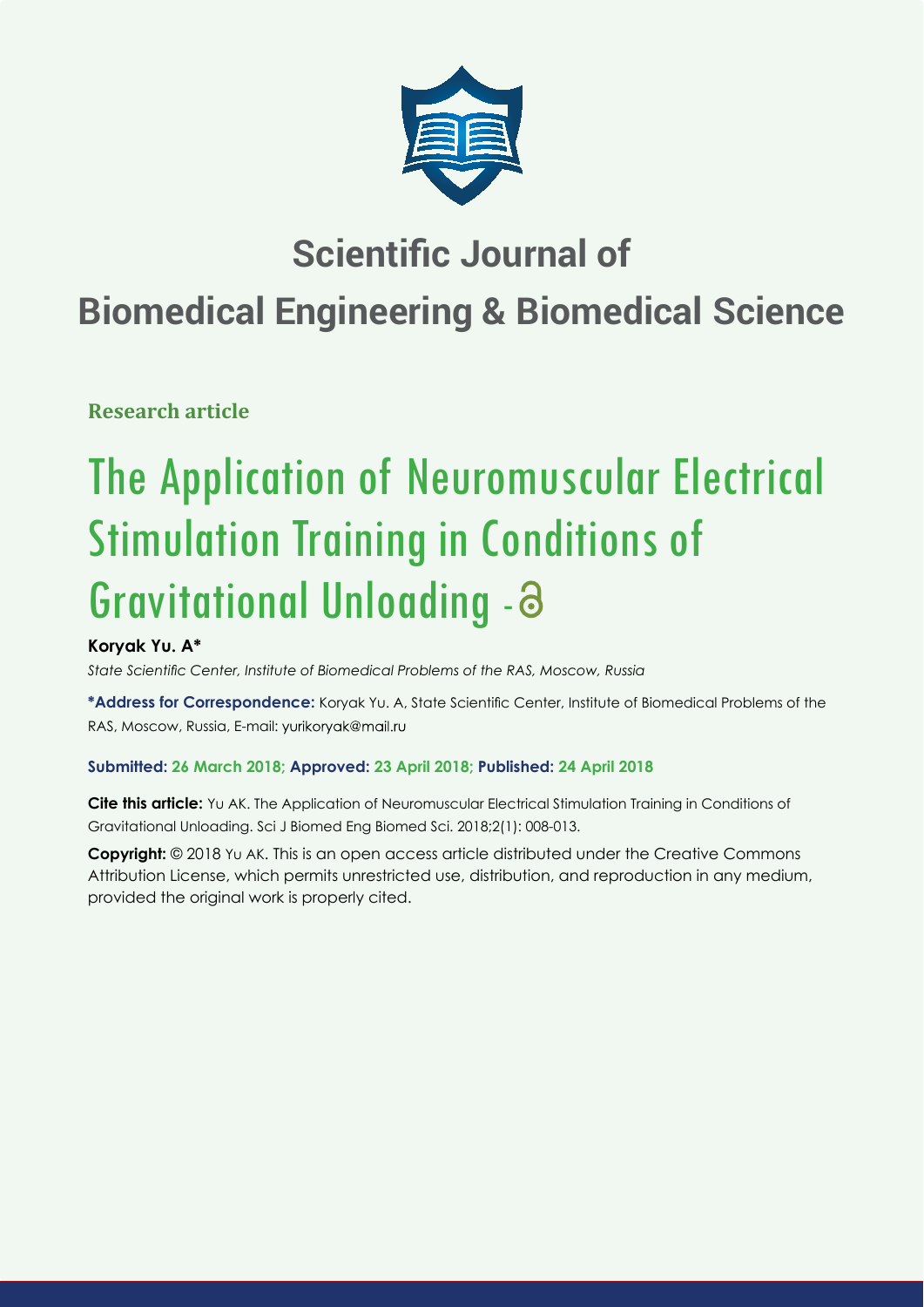# Scientific Journal of
# Biomedical Engineering & Biomedical Science

**Research article**

# The Application of Neuromuscular Electrical Stimulation Training in Conditions of Gravitational Unloading

**Koryak Yu. A***

*State Scientific Center, Institute of Biomedical Problems of the RAS, Moscow, Russia*

**\*Address for Correspondence:** Koryak Yu. A, State Scientific Center, Institute of Biomedical Problems of the RAS, Moscow, Russia, E-mail: yurikoryak@mail.ru

**Submitted: 26 March 2018; Approved: 23 April 2018; Published: 24 April 2018**

**Cite this article:** Yu AK. The Application of Neuromuscular Electrical Stimulation Training in Conditions of Gravitational Unloading. Sci J Biomed Eng Biomed Sci. 2018;2(1): 008-013.

**Copyright:** © 2018 Yu AK. This is an open access article distributed under the Creative Commons Attribution License, which permits unrestricted use, distribution, and reproduction in any medium, provided the original work is properly cited.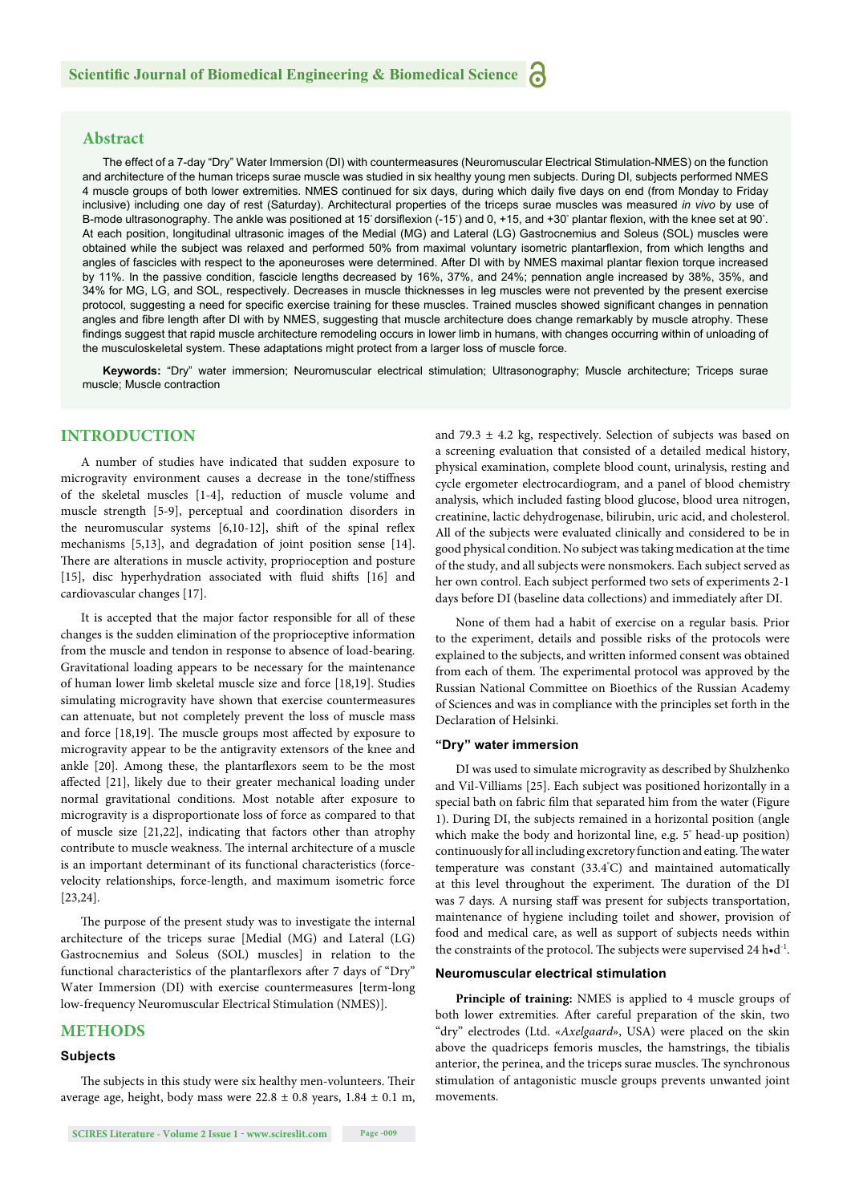## Abstract

The effect of a 7-day "Dry" Water Immersion (DI) with countermeasures (Neuromuscular Electrical Stimulation-NMES) on the function and architecture of the human triceps surae muscle was studied in six healthy young men subjects. During DI, subjects performed NMES 4 muscle groups of both lower extremities. NMES continued for six days, during which daily five days on end (from Monday to Friday inclusive) including one day of rest (Saturday). Architectural properties of the triceps surae muscles was measured *in vivo* by use of B-mode ultrasonography. The ankle was positioned at 15° dorsiflexion (-15°) and 0, +15, and +30° plantar flexion, with the knee set at 90°. At each position, longitudinal ultrasonic images of the Medial (MG) and Lateral (LG) Gastrocnemius and Soleus (SOL) muscles were obtained while the subject was relaxed and performed 50% from maximal voluntary isometric plantarflexion, from which lengths and angles of fascicles with respect to the aponeuroses were determined. After DI with by NMES maximal plantar flexion torque increased by 11%. In the passive condition, fascicle lengths decreased by 16%, 37%, and 24%; pennation angle increased by 38%, 35%, and 34% for MG, LG, and SOL, respectively. Decreases in muscle thicknesses in leg muscles were not prevented by the present exercise protocol, suggesting a need for specific exercise training for these muscles. Trained muscles showed significant changes in pennation angles and fibre length after DI with by NMES, suggesting that muscle architecture does change remarkably by muscle atrophy. These findings suggest that rapid muscle architecture remodeling occurs in lower limb in humans, with changes occurring within of unloading of the musculoskeletal system. These adaptations might protect from a larger loss of muscle force.

**Keywords:** "Dry" water immersion; Neuromuscular electrical stimulation; Ultrasonography; Muscle architecture; Triceps surae muscle; Muscle contraction

## INTRODUCTION

A number of studies have indicated that sudden exposure to microgravity environment causes a decrease in the tone/stiffness of the skeletal muscles [1-4], reduction of muscle volume and muscle strength [5-9], perceptual and coordination disorders in the neuromuscular systems [6,10-12], shift of the spinal reflex mechanisms [5,13], and degradation of joint position sense [14]. There are alterations in muscle activity, proprioception and posture [15], disc hyperhydration associated with fluid shifts [16] and cardiovascular changes [17].

It is accepted that the major factor responsible for all of these changes is the sudden elimination of the proprioceptive information from the muscle and tendon in response to absence of load-bearing. Gravitational loading appears to be necessary for the maintenance of human lower limb skeletal muscle size and force [18,19]. Studies simulating microgravity have shown that exercise countermeasures can attenuate, but not completely prevent the loss of muscle mass and force [18,19]. The muscle groups most affected by exposure to microgravity appear to be the antigravity extensors of the knee and ankle [20]. Among these, the plantarflexors seem to be the most affected [21], likely due to their greater mechanical loading under normal gravitational conditions. Most notable after exposure to microgravity is a disproportionate loss of force as compared to that of muscle size [21,22], indicating that factors other than atrophy contribute to muscle weakness. The internal architecture of a muscle is an important determinant of its functional characteristics (force-velocity relationships, force-length, and maximum isometric force [23,24].

The purpose of the present study was to investigate the internal architecture of the triceps surae [Medial (MG) and Lateral (LG) Gastrocnemius and Soleus (SOL) muscles] in relation to the functional characteristics of the plantarflexors after 7 days of "Dry" Water Immersion (DI) with exercise countermeasures [term-long low-frequency Neuromuscular Electrical Stimulation (NMES)].

## METHODS

### Subjects

The subjects in this study were six healthy men-volunteers. Their average age, height, body mass were 22.8 ± 0.8 years, 1.84 ± 0.1 m, and 79.3 ± 4.2 kg, respectively. Selection of subjects was based on a screening evaluation that consisted of a detailed medical history, physical examination, complete blood count, urinalysis, resting and cycle ergometer electrocardiogram, and a panel of blood chemistry analysis, which included fasting blood glucose, blood urea nitrogen, creatinine, lactic dehydrogenase, bilirubin, uric acid, and cholesterol. All of the subjects were evaluated clinically and considered to be in good physical condition. No subject was taking medication at the time of the study, and all subjects were nonsmokers. Each subject served as her own control. Each subject performed two sets of experiments 2-1 days before DI (baseline data collections) and immediately after DI.

None of them had a habit of exercise on a regular basis. Prior to the experiment, details and possible risks of the protocols were explained to the subjects, and written informed consent was obtained from each of them. The experimental protocol was approved by the Russian National Committee on Bioethics of the Russian Academy of Sciences and was in compliance with the principles set forth in the Declaration of Helsinki.

### "Dry" water immersion

DI was used to simulate microgravity as described by Shulzhenko and Vil-Villiams [25]. Each subject was positioned horizontally in a special bath on fabric film that separated him from the water (Figure 1). During DI, the subjects remained in a horizontal position (angle which make the body and horizontal line, e.g. 5° head-up position) continuously for all including excretory function and eating. The water temperature was constant (33.4°C) and maintained automatically at this level throughout the experiment. The duration of the DI was 7 days. A nursing staff was present for subjects transportation, maintenance of hygiene including toilet and shower, provision of food and medical care, as well as support of subjects needs within the constraints of the protocol. The subjects were supervised 24 h•d$^{-1}$.

### Neuromuscular electrical stimulation

**Principle of training:** NMES is applied to 4 muscle groups of both lower extremities. After careful preparation of the skin, two "dry" electrodes (Ltd. «*Axelgaard*», USA) were placed on the skin above the quadriceps femoris muscles, the hamstrings, the tibialis anterior, the perinea, and the triceps surae muscles. The synchronous stimulation of antagonistic muscle groups prevents unwanted joint movements.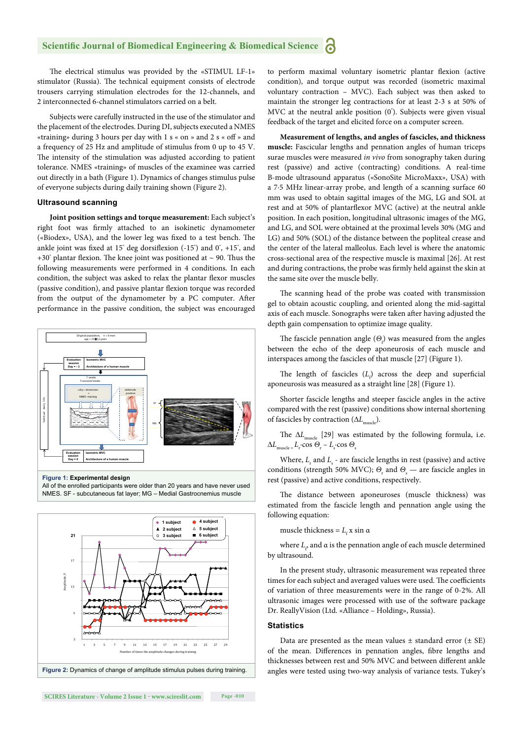The electrical stimulus was provided by the «STIMUL LF-1» stimulator (Russia). The technical equipment consists of electrode trousers carrying stimulation electrodes for the 12-channels, and 2 interconnected 6-channel stimulators carried on a belt.

Subjects were carefully instructed in the use of the stimulator and the placement of the electrodes. During DI, subjects executed a NMES «training» during 3 hours per day with 1 s « on » and 2 s « off » and a frequency of 25 Hz and amplitude of stimulus from 0 up to 45 V. The intensity of the stimulation was adjusted according to patient tolerance. NMES «training» of muscles of the examinee was carried out directly in a bath (Figure 1). Dynamics of changes stimulus pulse of everyone subjects during daily training shown (Figure 2).

## Ultrasound scanning

**Joint position settings and torque measurement:** Each subject's right foot was firmly attached to an isokinetic dynamometer («Biodex», USA), and the lower leg was fixed to a test bench. The ankle joint was fixed at 15° deg dorsiflexion (-15°) and 0°, +15°, and +30° plantar flexion. The knee joint was positioned at ~ 90. Thus the following measurements were performed in 4 conditions. In each condition, the subject was asked to relax the plantar flexor muscles (passive condition), and passive plantar flexion torque was recorded from the output of the dynamometer by a PC computer. After performance in the passive condition, the subject was encouraged to perform maximal voluntary isometric plantar flexion (active condition), and torque output was recorded (isometric maximal voluntary contraction – MVC). Each subject was then asked to maintain the stronger leg contractions for at least 2-3 s at 50% of MVC at the neutral ankle position (0°). Subjects were given visual feedback of the target and elicited force on a computer screen.

Original population, n = 6 men
age = 23±5.2 years

Evaluation session Day = -3 | Isometric MVC | Architecture of a human muscle

7 weeks
5 sessions/weeks

«dry» immersion + NMES -training

elektrode position

habitual daily life

SF

MG

Evaluation session Day = 8 | Isometric MVC | Architecture of a human muscle

**Figure 1:** Experimental design
All of the enrolled participants were older than 20 years and have never used NMES. SF - subcutaneous fat layer; MG – Medial Gastrocnemius muscle

1 subject
2 subject
3 subject
4 subject
5 subject
6 subject

Amplitude, V

21
17
13
9
5

1 3 5 7 9 11 13 15 17 19 21 23 25 27 29

Number of times the amplitude changes during training

**Figure 2:** Dynamics of change of amplitude stimulus pulses during training.

**Measurement of lengths, and angles of fascicles, and thickness muscle:** Fascicular lengths and pennation angles of human triceps surae muscles were measured *in vivo* from sonography taken during rest (passive) and active (contracting) conditions. A real-time B-mode ultrasound apparatus («SonoSite MicroMaxx», USA) with a 7·5 MHz linear-array probe, and length of a scanning surface 60 mm was used to obtain sagittal images of the MG, LG and SOL at rest and at 50% of plantarflexor MVC (active) at the neutral ankle position. In each position, longitudinal ultrasonic images of the MG, and LG, and SOL were obtained at the proximal levels 30% (MG and LG) and 50% (SOL) of the distance between the popliteal crease and the center of the lateral malleolus. Each level is where the anatomic cross-sectional area of the respective muscle is maximal [26]. At rest and during contractions, the probe was firmly held against the skin at the same site over the muscle belly.

The scanning head of the probe was coated with transmission gel to obtain acoustic coupling, and oriented along the mid-sagittal axis of each muscle. Sonographs were taken after having adjusted the depth gain compensation to optimize image quality.

The fascicle pennation angle ($\Theta_f$) was measured from the angles between the echo of the deep aponeurosis of each muscle and interspaces among the fascicles of that muscle [27] (Figure 1).

The length of fascicles ($L_f$) across the deep and superficial aponeurosis was measured as a straight line [28] (Figure 1).

Shorter fascicle lengths and steeper fascicle angles in the active compared with the rest (passive) conditions show internal shortening of fascicles by contraction ($\Delta L_{muscle}$).

The $\Delta L_{muscle}$ [29] was estimated by the following formula, i.e. $\Delta L_{muscle} = L_r \cdot \cos \Theta_r - L_s \cdot \cos \Theta_s$

Where, $L_r$ and $L_s$ - are fascicle lengths in rest (passive) and active conditions (strength 50% MVC); $\Theta_r$ and $\Theta_s$ — are fascicle angles in rest (passive) and active conditions, respectively.

The distance between aponeuroses (muscle thickness) was estimated from the fascicle length and pennation angle using the following equation:

muscle thickness = $L_f$ x sin α

where $L_f$, and α is the pennation angle of each muscle determined by ultrasound.

In the present study, ultrasonic measurement was repeated three times for each subject and averaged values were used. The coefficients of variation of three measurements were in the range of 0-2%. All ultrasonic images were processed with use of the software package Dr. ReallyVision (Ltd. «Alliance – Holding», Russia).

## Statistics

Data are presented as the mean values ± standard error (± SE) of the mean. Differences in pennation angles, fibre lengths and thicknesses between rest and 50% MVC and between different ankle angles were tested using two-way analysis of variance tests. Tukey's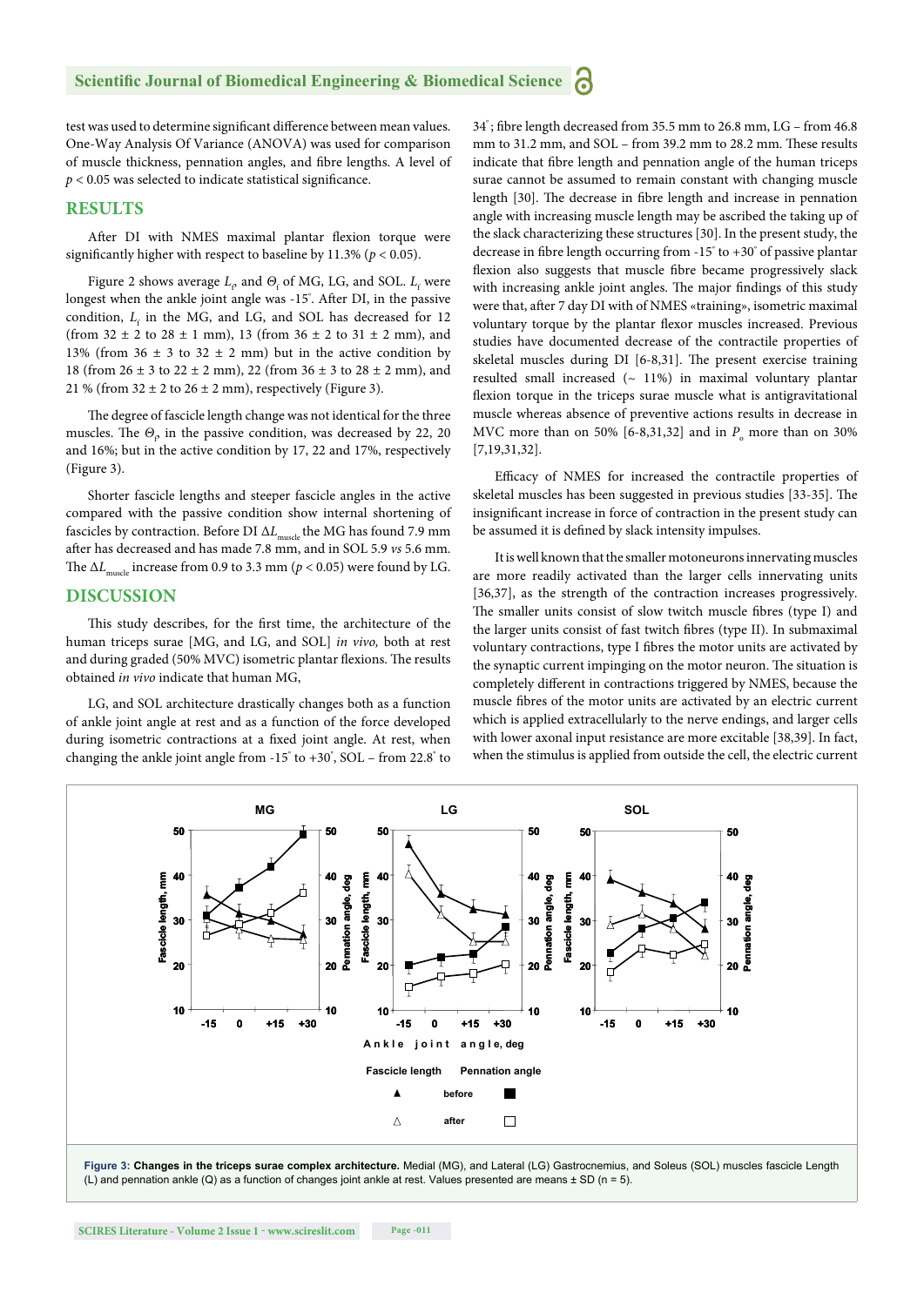test was used to determine significant difference between mean values. One-Way Analysis Of Variance (ANOVA) was used for comparison of muscle thickness, pennation angles, and fibre lengths. A level of $p < 0.05$ was selected to indicate statistical significance.

## RESULTS

After DI with NMES maximal plantar flexion torque were significantly higher with respect to baseline by 11.3% ($p < 0.05$).

Figure 2 shows average $L_f$, and $\Theta_f$ of MG, LG, and SOL. $L_f$ were longest when the ankle joint angle was -15°. After DI, in the passive condition, $L_f$ in the MG, and LG, and SOL has decreased for 12 (from 32 ± 2 to 28 ± 1 mm), 13 (from 36 ± 2 to 31 ± 2 mm), and 13% (from 36 ± 3 to 32 ± 2 mm) but in the active condition by 18 (from 26 ± 3 to 22 ± 2 mm), 22 (from 36 ± 3 to 28 ± 2 mm), and 21 % (from 32 ± 2 to 26 ± 2 mm), respectively (Figure 3).

The degree of fascicle length change was not identical for the three muscles. The $\Theta_f$, in the passive condition, was decreased by 22, 20 and 16%; but in the active condition by 17, 22 and 17%, respectively (Figure 3).

Shorter fascicle lengths and steeper fascicle angles in the active compared with the passive condition show internal shortening of fascicles by contraction. Before DI $\Delta L_{muscle}$ the MG has found 7.9 mm after has decreased and has made 7.8 mm, and in SOL 5.9 *vs* 5.6 mm. The $\Delta L_{muscle}$ increase from 0.9 to 3.3 mm ($p < 0.05$) were found by LG.

## DISCUSSION

This study describes, for the first time, the architecture of the human triceps surae [MG, and LG, and SOL] *in vivo,* both at rest and during graded (50% MVC) isometric plantar flexions. The results obtained *in vivo* indicate that human MG,

LG, and SOL architecture drastically changes both as a function of ankle joint angle at rest and as a function of the force developed during isometric contractions at a fixed joint angle. At rest, when changing the ankle joint angle from -15° to +30°, SOL – from 22.8° to 34°; fibre length decreased from 35.5 mm to 26.8 mm, LG – from 46.8 mm to 31.2 mm, and SOL – from 39.2 mm to 28.2 mm. These results indicate that fibre length and pennation angle of the human triceps surae cannot be assumed to remain constant with changing muscle length [30]. The decrease in fibre length and increase in pennation angle with increasing muscle length may be ascribed the taking up of the slack characterizing these structures [30]. In the present study, the decrease in fibre length occurring from -15° to +30° of passive plantar flexion also suggests that muscle fibre became progressively slack with increasing ankle joint angles. The major findings of this study were that, after 7 day DI with of NMES «training», isometric maximal voluntary torque by the plantar flexor muscles increased. Previous studies have documented decrease of the contractile properties of skeletal muscles during DI [6-8,31]. The present exercise training resulted small increased (~ 11%) in maximal voluntary plantar flexion torque in the triceps surae muscle what is antigravitational muscle whereas absence of preventive actions results in decrease in MVC more than on 50% [6-8,31,32] and in $P_o$ more than on 30% [7,19,31,32].

Efficacy of NMES for increased the contractile properties of skeletal muscles has been suggested in previous studies [33-35]. The insignificant increase in force of contraction in the present study can be assumed it is defined by slack intensity impulses.

It is well known that the smaller motoneurons innervating muscles are more readily activated than the larger cells innervating units [36,37], as the strength of the contraction increases progressively. The smaller units consist of slow twitch muscle fibres (type I) and the larger units consist of fast twitch fibres (type II). In submaximal voluntary contractions, type I fibres the motor units are activated by the synaptic current impinging on the motor neuron. The situation is completely different in contractions triggered by NMES, because the muscle fibres of the motor units are activated by an electric current which is applied extracellularly to the nerve endings, and larger cells with lower axonal input resistance are more excitable [38,39]. In fact, when the stimulus is applied from outside the cell, the electric current

MG LG SOL
Fascicle length, mm
Pennation angle, deg
50 40 30 20 10
-15 0 +15 +30
Ankle joint angle, deg
Fascicle length Pennation angle
before
after

**Figure 3: Changes in the triceps surae complex architecture.** Medial (MG), and Lateral (LG) Gastrocnemius, and Soleus (SOL) muscles fascicle Length (L) and pennation ankle (Q) as a function of changes joint ankle at rest. Values presented are means ± SD (n = 5).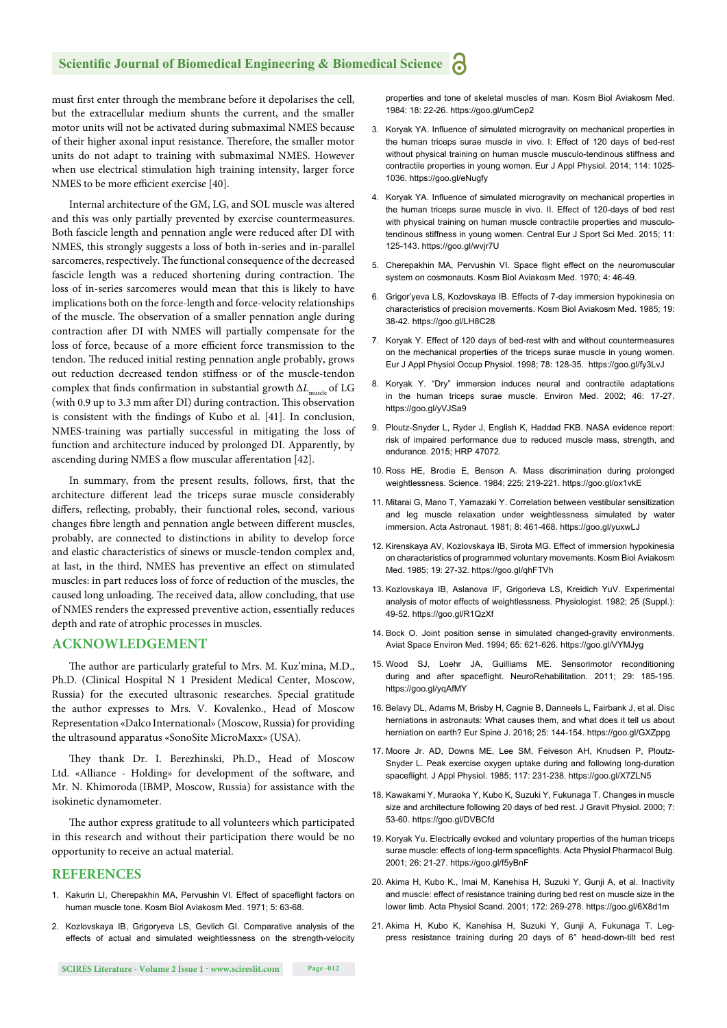must first enter through the membrane before it depolarises the cell, but the extracellular medium shunts the current, and the smaller motor units will not be activated during submaximal NMES because of their higher axonal input resistance. Therefore, the smaller motor units do not adapt to training with submaximal NMES. However when use electrical stimulation high training intensity, larger force NMES to be more efficient exercise [40].

Internal architecture of the GM, LG, and SOL muscle was altered and this was only partially prevented by exercise countermeasures. Both fascicle length and pennation angle were reduced after DI with NMES, this strongly suggests a loss of both in-series and in-parallel sarcomeres, respectively. The functional consequence of the decreased fascicle length was a reduced shortening during contraction. The loss of in-series sarcomeres would mean that this is likely to have implications both on the force-length and force-velocity relationships of the muscle. The observation of a smaller pennation angle during contraction after DI with NMES will partially compensate for the loss of force, because of a more efficient force transmission to the tendon. The reduced initial resting pennation angle probably, grows out reduction decreased tendon stiffness or of the muscle-tendon complex that finds confirmation in substantial growth $\Delta L_{muscle}$ of LG (with 0.9 up to 3.3 mm after DI) during contraction. This observation is consistent with the findings of Kubo et al. [41]. In conclusion, NMES-training was partially successful in mitigating the loss of function and architecture induced by prolonged DI. Apparently, by ascending during NMES a flow muscular afferentation [42].

In summary, from the present results, follows, first, that the architecture different lead the triceps surae muscle considerably differs, reflecting, probably, their functional roles, second, various changes fibre length and pennation angle between different muscles, probably, are connected to distinctions in ability to develop force and elastic characteristics of sinews or muscle-tendon complex and, at last, in the third, NMES has preventive an effect on stimulated muscles: in part reduces loss of force of reduction of the muscles, the caused long unloading. The received data, allow concluding, that use of NMES renders the expressed preventive action, essentially reduces depth and rate of atrophic processes in muscles.

## ACKNOWLEDGEMENT

The author are particularly grateful to Mrs. M. Kuz'mina, M.D., Ph.D. (Clinical Hospital N 1 President Medical Center, Moscow, Russia) for the executed ultrasonic researches. Special gratitude the author expresses to Mrs. V. Kovalenko., Head of Moscow Representation «Dalco International» (Moscow, Russia) for providing the ultrasound apparatus «SonoSite MicroMaxx» (USA).

They thank Dr. I. Berezhinski, Ph.D., Head of Moscow Ltd. «Alliance - Holding» for development of the software, and Mr. N. Khimoroda (IBMP, Moscow, Russia) for assistance with the isokinetic dynamometer.

The author express gratitude to all volunteers which participated in this research and without their participation there would be no opportunity to receive an actual material.

## REFERENCES

1. Kakurin LI, Cherepakhin MA, Pervushin VI. Effect of spaceflight factors on human muscle tone. Kosm Biol Aviakosm Med. 1971; 5: 63-68.
2. Kozlovskaya IB, Grigoryeva LS, Gevlich GI. Comparative analysis of the effects of actual and simulated weightlessness on the strength-velocity properties and tone of skeletal muscles of man. Kosm Biol Aviakosm Med. 1984: 18: 22-26. https://goo.gl/umCep2
3. Koryak YA. Influence of simulated microgravity on mechanical properties in the human triceps surae muscle in vivo. I: Effect of 120 days of bed-rest without physical training on human musculo-tendinous stiffness and contractile properties in young women. Eur J Appl Physiol. 2014; 114: 1025-1036. https://goo.gl/eNugfy
4. Koryak YA. Influence of simulated microgravity on mechanical properties in the human triceps surae muscle in vivo. II. Effect of 120-days of bed rest with physical training on human muscle contractile properties and musculo-tendinous stiffness in young women. Central Eur J Sport Sci Med. 2015; 11: 125-143. https://goo.gl/wvjr7U
5. Cherepakhin MA, Pervushin VI. Space flight effect on the neuromuscular system on cosmonauts. Kosm Biol Aviakosm Med. 1970; 4: 46-49.
6. Grigor'yeva LS, Kozlovskaya IB. Effects of 7-day immersion hypokinesia on characteristics of precision movements. Kosm Biol Aviakosm Med. 1985; 19: 38-42. https://goo.gl/LH8C28
7. Koryak Y. Effect of 120 days of bed-rest with and without countermeasures on the mechanical properties of the triceps surae muscle in young women. Eur J Appl Physiol Occup Physiol. 1998; 78: 128-35. https://goo.gl/fy3LvJ
8. Koryak Y. "Dry" immersion induces neural and contractile adaptations in the human triceps surae muscle. Environ Med. 2002; 46: 17-27. https://goo.gl/yVJSa9
9. Ploutz-Snyder L, Ryder J, English K, Haddad FKB. NASA evidence report: risk of impaired performance due to reduced muscle mass, strength, and endurance. 2015; HRP 47072.
10. Ross HE, Brodie E, Benson A. Mass discrimination during prolonged weightlessness. Science. 1984; 225: 219-221. https://goo.gl/ox1vkE
11. Mitarai G, Mano T, Yamazaki Y. Correlation between vestibular sensitization and leg muscle relaxation under weightlessness simulated by water immersion. Acta Astronaut. 1981; 8: 461-468. https://goo.gl/yuxwLJ
12. Kirenskaya AV, Kozlovskaya IB, Sirota MG. Effect of immersion hypokinesia on characteristics of programmed voluntary movements. Kosm Biol Aviakosm Med. 1985; 19: 27-32. https://goo.gl/qhFTVh
13. Kozlovskaya IB, Aslanova IF, Grigorieva LS, Kreidich YuV. Experimental analysis of motor effects of weightlessness. Physiologist. 1982; 25 (Suppl.): 49-52. https://goo.gl/R1QzXf
14. Bock O. Joint position sense in simulated changed-gravity environments. Aviat Space Environ Med. 1994; 65: 621-626. https://goo.gl/VYMJyg
15. Wood SJ, Loehr JA, Guilliams ME. Sensorimotor reconditioning during and after spaceflight. NeuroRehabilitation. 2011; 29: 185-195. https://goo.gl/yqAfMY
16. Belavy DL, Adams M, Brisby H, Cagnie B, Danneels L, Fairbank J, et al. Disc herniations in astronauts: What causes them, and what does it tell us about herniation on earth? Eur Spine J. 2016; 25: 144-154. https://goo.gl/GXZppg
17. Moore Jr. AD, Downs ME, Lee SM, Feiveson AH, Knudsen P, Ploutz-Snyder L. Peak exercise oxygen uptake during and following long-duration spaceflight. J Appl Physiol. 1985; 117: 231-238. https://goo.gl/X7ZLN5
18. Kawakami Y, Muraoka Y, Kubo K, Suzuki Y, Fukunaga T. Changes in muscle size and architecture following 20 days of bed rest. J Gravit Physiol. 2000; 7: 53-60. https://goo.gl/DVBCfd
19. Koryak Yu. Electrically evoked and voluntary properties of the human triceps surae muscle: effects of long-term spaceflights. Acta Physiol Pharmacol Bulg. 2001; 26: 21-27. https://goo.gl/f5yBnF
20. Akima H, Kubo K., Imai M, Kanehisa H, Suzuki Y, Gunji A, et al. Inactivity and muscle: effect of resistance training during bed rest on muscle size in the lower limb. Acta Physiol Scand. 2001; 172: 269-278. https://goo.gl/6X8d1m
21. Akima H, Kubo K, Kanehisa H, Suzuki Y, Gunji A, Fukunaga T. Leg-press resistance training during 20 days of 6° head-down-tilt bed rest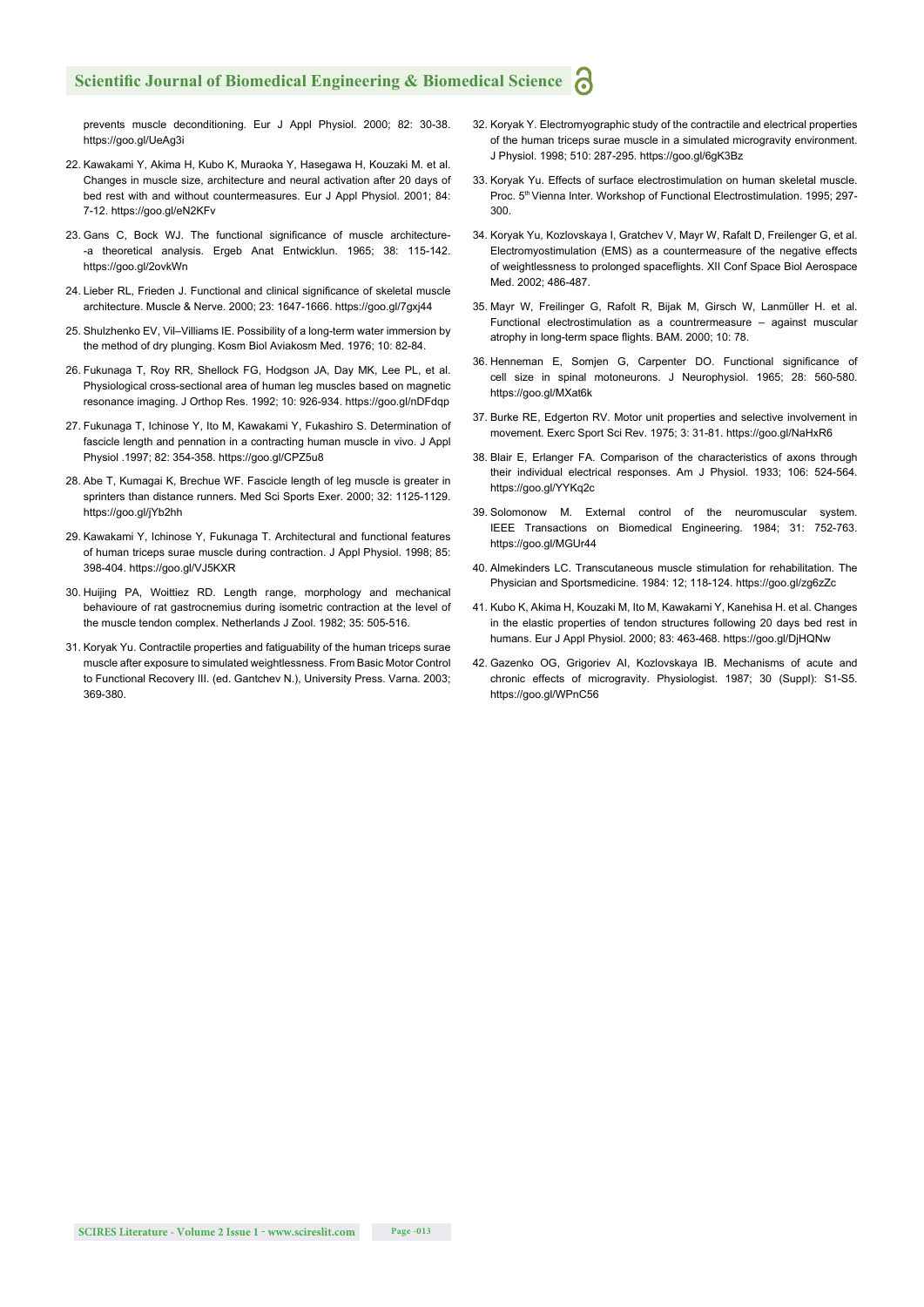prevents muscle deconditioning. Eur J Appl Physiol. 2000; 82: 30-38. https://goo.gl/UeAg3i

22. Kawakami Y, Akima H, Kubo K, Muraoka Y, Hasegawa H, Kouzaki M. et al. Changes in muscle size, architecture and neural activation after 20 days of bed rest with and without countermeasures. Eur J Appl Physiol. 2001; 84: 7-12. https://goo.gl/eN2KFv

23. Gans C, Bock WJ. The functional significance of muscle architecture--a theoretical analysis. Ergeb Anat Entwicklun. 1965; 38: 115-142. https://goo.gl/2ovkWn

24. Lieber RL, Frieden J. Functional and clinical significance of skeletal muscle architecture. Muscle & Nerve. 2000; 23: 1647-1666. https://goo.gl/7gxj44

25. Shulzhenko EV, Vil–Villiams IE. Possibility of a long-term water immersion by the method of dry plunging. Kosm Biol Aviakosm Med. 1976; 10: 82-84.

26. Fukunaga T, Roy RR, Shellock FG, Hodgson JA, Day MK, Lee PL, et al. Physiological cross-sectional area of human leg muscles based on magnetic resonance imaging. J Orthop Res. 1992; 10: 926-934. https://goo.gl/nDFdqp

27. Fukunaga T, Ichinose Y, Ito M, Kawakami Y, Fukashiro S. Determination of fascicle length and pennation in a contracting human muscle in vivo. J Appl Physiol .1997; 82: 354-358. https://goo.gl/CPZ5u8

28. Abe T, Kumagai K, Brechue WF. Fascicle length of leg muscle is greater in sprinters than distance runners. Med Sci Sports Exer. 2000; 32: 1125-1129. https://goo.gl/jYb2hh

29. Kawakami Y, Ichinose Y, Fukunaga T. Architectural and functional features of human triceps surae muscle during contraction. J Appl Physiol. 1998; 85: 398-404. https://goo.gl/VJ5KXR

30. Huijing PA, Woittiez RD. Length range, morphology and mechanical behavioure of rat gastrocnemius during isometric contraction at the level of the muscle tendon complex. Netherlands J Zool. 1982; 35: 505-516.

31. Koryak Yu. Contractile properties and fatiguability of the human triceps surae muscle after exposure to simulated weightlessness. From Basic Motor Control to Functional Recovery III. (ed. Gantchev N.), University Press. Varna. 2003; 369-380.

32. Koryak Y. Electromyographic study of the contractile and electrical properties of the human triceps surae muscle in a simulated microgravity environment. J Physiol. 1998; 510: 287-295. https://goo.gl/6gK3Bz

33. Koryak Yu. Effects of surface electrostimulation on human skeletal muscle. Proc. 5th Vienna Inter. Workshop of Functional Electrostimulation. 1995; 297-300.

34. Koryak Yu, Kozlovskaya I, Gratchev V, Mayr W, Rafalt D, Freilenger G, et al. Electromyostimulation (EMS) as a countermeasure of the negative effects of weightlessness to prolonged spaceflights. XII Conf Space Biol Aerospace Med. 2002; 486-487.

35. Mayr W, Freilinger G, Rafolt R, Bijak M, Girsch W, Lanmüller H. et al. Functional electrostimulation as a countrermeasure – against muscular atrophy in long-term space flights. BAM. 2000; 10: 78.

36. Henneman E, Somjen G, Carpenter DO. Functional significance of cell size in spinal motoneurons. J Neurophysiol. 1965; 28: 560-580. https://goo.gl/MXat6k

37. Burke RE, Edgerton RV. Motor unit properties and selective involvement in movement. Exerc Sport Sci Rev. 1975; 3: 31-81. https://goo.gl/NaHxR6

38. Blair E, Erlanger FA. Comparison of the characteristics of axons through their individual electrical responses. Am J Physiol. 1933; 106: 524-564. https://goo.gl/YYKq2c

39. Solomonow M. External control of the neuromuscular system. IEEE Transactions on Biomedical Engineering. 1984; 31: 752-763. https://goo.gl/MGUr44

40. Almekinders LC. Transcutaneous muscle stimulation for rehabilitation. The Physician and Sportsmedicine. 1984: 12; 118-124. https://goo.gl/zg6zZc

41. Kubo K, Akima H, Kouzaki M, Ito M, Kawakami Y, Kanehisa H. et al. Changes in the elastic properties of tendon structures following 20 days bed rest in humans. Eur J Appl Physiol. 2000; 83: 463-468. https://goo.gl/DjHQNw

42. Gazenko OG, Grigoriev AI, Kozlovskaya IB. Mechanisms of acute and chronic effects of microgravity. Physiologist. 1987; 30 (Suppl): S1-S5. https://goo.gl/WPnC56